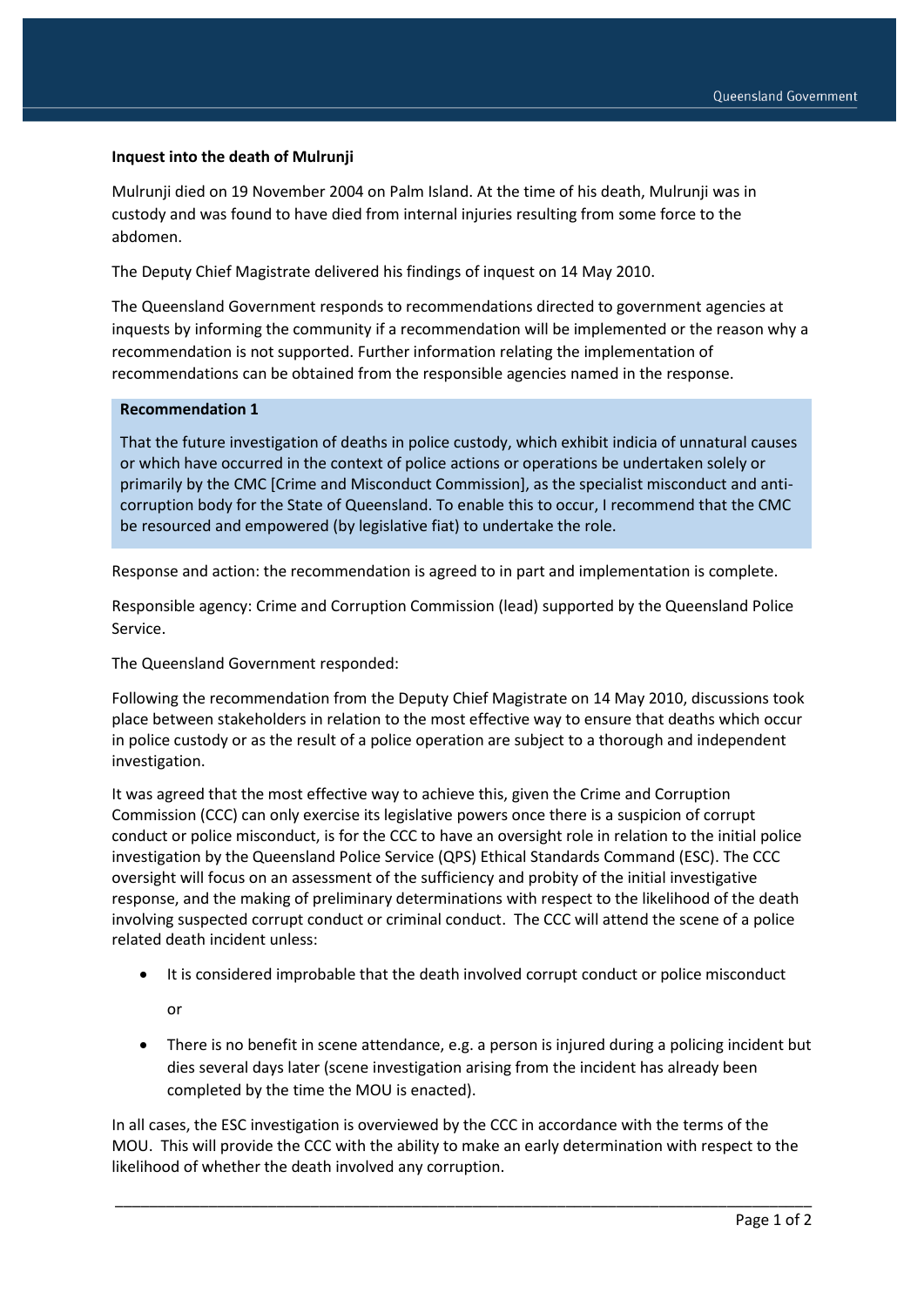**Inquest into the death of Mulrunji**

Mulrunji died on 19 November 2004 on Palm Island. At the time of his death, Mulrunji was in custody and was found to have died from internal injuries resulting from some force to the abdomen.

The Deputy Chief Magistrate delivered his findings of inquest on 14 May 2010.

The Queensland Government responds to recommendations directed to government agencies at inquests by informing the community if a recommendation will be implemented or the reason why a recommendation is not supported. Further information relating the implementation of recommendations can be obtained from the responsible agencies named in the response.

**Recommendation 1**

That the future investigation of deaths in police custody, which exhibit indicia of unnatural causes or which have occurred in the context of police actions or operations be undertaken solely or primarily by the CMC [Crime and Misconduct Commission], as the specialist misconduct and anti-corruption body for the State of Queensland. To enable this to occur, I recommend that the CMC be resourced and empowered (by legislative fiat) to undertake the role.

Response and action: the recommendation is agreed to in part and implementation is complete.

Responsible agency: Crime and Corruption Commission (lead) supported by the Queensland Police Service.

The Queensland Government responded:

Following the recommendation from the Deputy Chief Magistrate on 14 May 2010, discussions took place between stakeholders in relation to the most effective way to ensure that deaths which occur in police custody or as the result of a police operation are subject to a thorough and independent investigation.

It was agreed that the most effective way to achieve this, given the Crime and Corruption Commission (CCC) can only exercise its legislative powers once there is a suspicion of corrupt conduct or police misconduct, is for the CCC to have an oversight role in relation to the initial police investigation by the Queensland Police Service (QPS) Ethical Standards Command (ESC). The CCC oversight will focus on an assessment of the sufficiency and probity of the initial investigative response, and the making of preliminary determinations with respect to the likelihood of the death involving suspected corrupt conduct or criminal conduct. The CCC will attend the scene of a police related death incident unless:

- It is considered improbable that the death involved corrupt conduct or police misconduct

  or

- There is no benefit in scene attendance, e.g. a person is injured during a policing incident but dies several days later (scene investigation arising from the incident has already been completed by the time the MOU is enacted).

In all cases, the ESC investigation is overviewed by the CCC in accordance with the terms of the MOU. This will provide the CCC with the ability to make an early determination with respect to the likelihood of whether the death involved any corruption.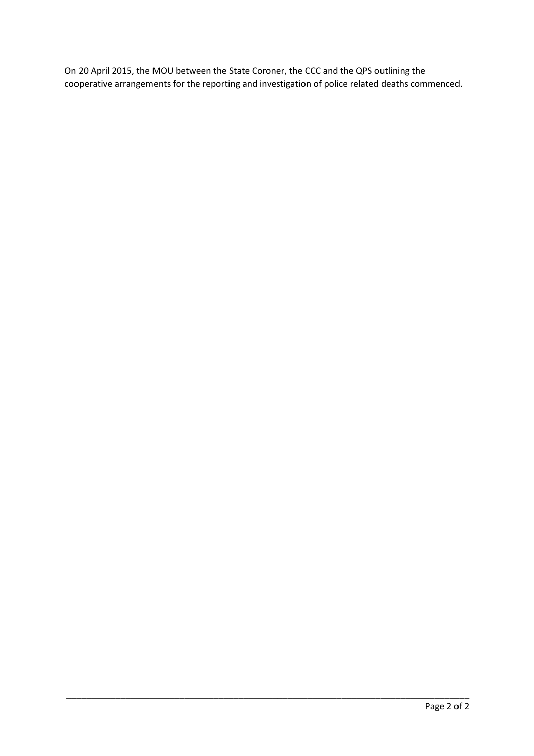On 20 April 2015, the MOU between the State Coroner, the CCC and the QPS outlining the cooperative arrangements for the reporting and investigation of police related deaths commenced.